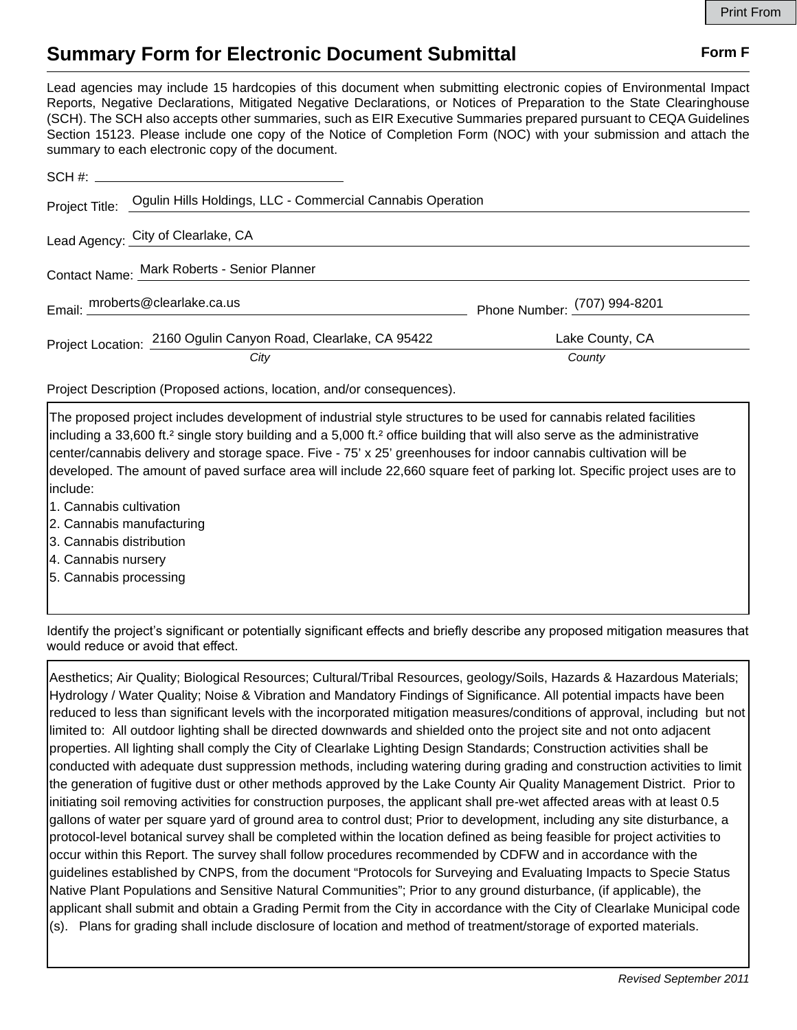# Summary Form for Electronic Document Submittal

**Form F**

Lead agencies may include 15 hardcopies of this document when submitting electronic copies of Environmental Impact Reports, Negative Declarations, Mitigated Negative Declarations, or Notices of Preparation to the State Clearinghouse (SCH). The SCH also accepts other summaries, such as EIR Executive Summaries prepared pursuant to CEQA Guidelines Section 15123. Please include one copy of the Notice of Completion Form (NOC) with your submission and attach the summary to each electronic copy of the document.

SCH #: ______________________

Project Title: Ogulin Hills Holdings, LLC - Commercial Cannabis Operation

Lead Agency: City of Clearlake, CA

Contact Name: Mark Roberts - Senior Planner

Email: mroberts@clearlake.ca.us    Phone Number: (707) 994-8201

Project Location: 2160 Ogulin Canyon Road, Clearlake, CA 95422 (*City*)    Lake County, CA (*County*)

Project Description (Proposed actions, location, and/or consequences).

The proposed project includes development of industrial style structures to be used for cannabis related facilities including a 33,600 ft.² single story building and a 5,000 ft.² office building that will also serve as the administrative center/cannabis delivery and storage space. Five - 75' x 25' greenhouses for indoor cannabis cultivation will be developed. The amount of paved surface area will include 22,660 square feet of parking lot. Specific project uses are to include:

1. Cannabis cultivation
2. Cannabis manufacturing
3. Cannabis distribution
4. Cannabis nursery
5. Cannabis processing

Identify the project's significant or potentially significant effects and briefly describe any proposed mitigation measures that would reduce or avoid that effect.

Aesthetics; Air Quality; Biological Resources; Cultural/Tribal Resources, geology/Soils, Hazards & Hazardous Materials; Hydrology / Water Quality; Noise & Vibration and Mandatory Findings of Significance. All potential impacts have been reduced to less than significant levels with the incorporated mitigation measures/conditions of approval, including but not limited to: All outdoor lighting shall be directed downwards and shielded onto the project site and not onto adjacent properties. All lighting shall comply the City of Clearlake Lighting Design Standards; Construction activities shall be conducted with adequate dust suppression methods, including watering during grading and construction activities to limit the generation of fugitive dust or other methods approved by the Lake County Air Quality Management District. Prior to initiating soil removing activities for construction purposes, the applicant shall pre-wet affected areas with at least 0.5 gallons of water per square yard of ground area to control dust; Prior to development, including any site disturbance, a protocol-level botanical survey shall be completed within the location defined as being feasible for project activities to occur within this Report. The survey shall follow procedures recommended by CDFW and in accordance with the guidelines established by CNPS, from the document "Protocols for Surveying and Evaluating Impacts to Specie Status Native Plant Populations and Sensitive Natural Communities"; Prior to any ground disturbance, (if applicable), the applicant shall submit and obtain a Grading Permit from the City in accordance with the City of Clearlake Municipal code (s). Plans for grading shall include disclosure of location and method of treatment/storage of exported materials.

*Revised September 2011*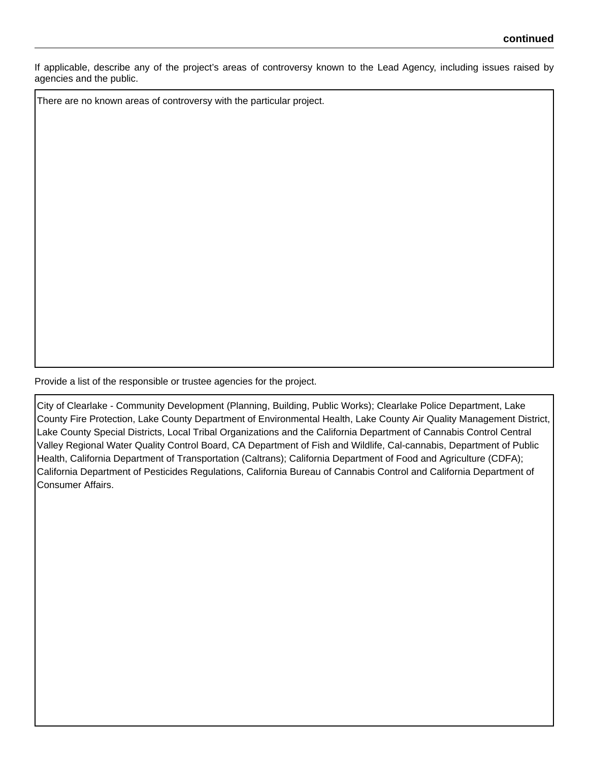**continued**

If applicable, describe any of the project's areas of controversy known to the Lead Agency, including issues raised by agencies and the public.

There are no known areas of controversy with the particular project.

Provide a list of the responsible or trustee agencies for the project.

City of Clearlake - Community Development (Planning, Building, Public Works); Clearlake Police Department, Lake County Fire Protection, Lake County Department of Environmental Health, Lake County Air Quality Management District, Lake County Special Districts, Local Tribal Organizations and the California Department of Cannabis Control Central Valley Regional Water Quality Control Board, CA Department of Fish and Wildlife, Cal-cannabis, Department of Public Health, California Department of Transportation (Caltrans); California Department of Food and Agriculture (CDFA); California Department of Pesticides Regulations, California Bureau of Cannabis Control and California Department of Consumer Affairs.